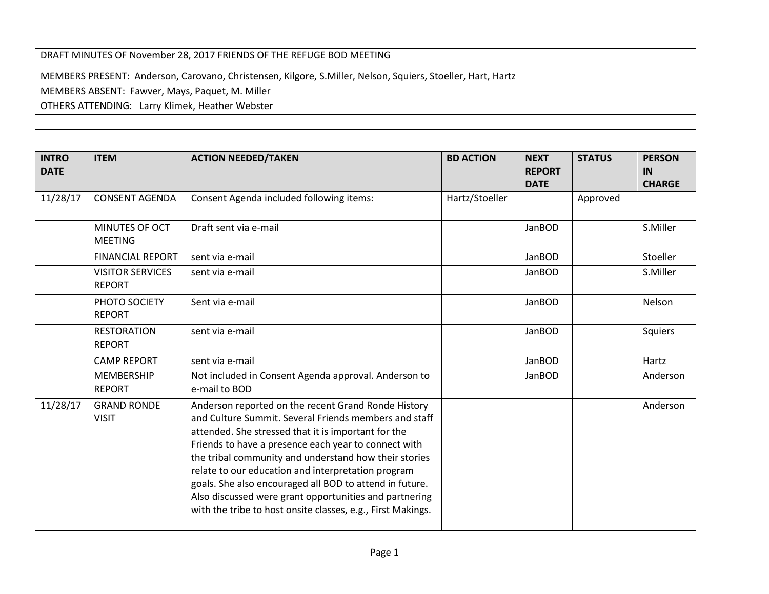| DRAFT MINUTES OF November 28, 2017 FRIENDS OF THE REFUGE BOD MEETING |
| --- |
| MEMBERS PRESENT: Anderson, Carovano, Christensen, Kilgore, S.Miller, Nelson, Squiers, Stoeller, Hart, Hartz |
| MEMBERS ABSENT: Fawver, Mays, Paquet, M. Miller |
| OTHERS ATTENDING: Larry Klimek, Heather Webster |
| |

| INTRO DATE | ITEM | ACTION NEEDED/TAKEN | BD ACTION | NEXT REPORT DATE | STATUS | PERSON IN CHARGE |
| --- | --- | --- | --- | --- | --- | --- |
| 11/28/17 | CONSENT AGENDA | Consent Agenda included following items: | Hartz/Stoeller | | Approved | |
| | MINUTES OF OCT MEETING | Draft sent via e-mail | | JanBOD | | S.Miller |
| | FINANCIAL REPORT | sent via e-mail | | JanBOD | | Stoeller |
| | VISITOR SERVICES REPORT | sent via e-mail | | JanBOD | | S.Miller |
| | PHOTO SOCIETY REPORT | Sent via e-mail | | JanBOD | | Nelson |
| | RESTORATION REPORT | sent via e-mail | | JanBOD | | Squiers |
| | CAMP REPORT | sent via e-mail | | JanBOD | | Hartz |
| | MEMBERSHIP REPORT | Not included in Consent Agenda approval. Anderson to e-mail to BOD | | JanBOD | | Anderson |
| 11/28/17 | GRAND RONDE VISIT | Anderson reported on the recent Grand Ronde History and Culture Summit. Several Friends members and staff attended. She stressed that it is important for the Friends to have a presence each year to connect with the tribal community and understand how their stories relate to our education and interpretation program goals. She also encouraged all BOD to attend in future. Also discussed were grant opportunities and partnering with the tribe to host onsite classes, e.g., First Makings. | | | | Anderson |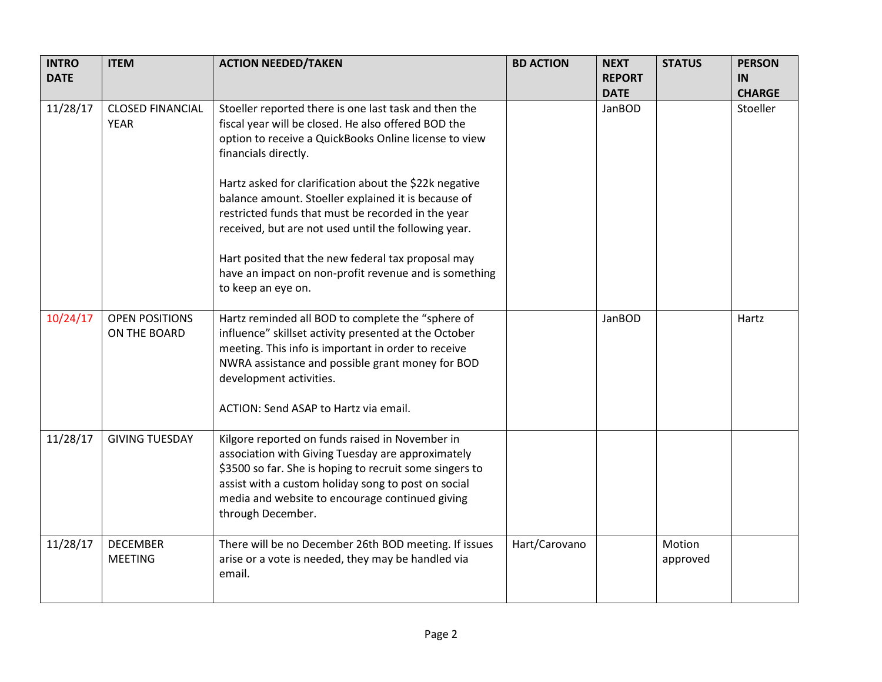| INTRO DATE | ITEM | ACTION NEEDED/TAKEN | BD ACTION | NEXT REPORT DATE | STATUS | PERSON IN CHARGE |
|---|---|---|---|---|---|---|
| 11/28/17 | CLOSED FINANCIAL YEAR | Stoeller reported there is one last task and then the fiscal year will be closed. He also offered BOD the option to receive a QuickBooks Online license to view financials directly.<br><br>Hartz asked for clarification about the $22k negative balance amount. Stoeller explained it is because of restricted funds that must be recorded in the year received, but are not used until the following year.<br><br>Hart posited that the new federal tax proposal may have an impact on non-profit revenue and is something to keep an eye on. | | JanBOD | | Stoeller |
| 10/24/17 | OPEN POSITIONS ON THE BOARD | Hartz reminded all BOD to complete the "sphere of influence" skillset activity presented at the October meeting. This info is important in order to receive NWRA assistance and possible grant money for BOD development activities.<br><br>ACTION: Send ASAP to Hartz via email. | | JanBOD | | Hartz |
| 11/28/17 | GIVING TUESDAY | Kilgore reported on funds raised in November in association with Giving Tuesday are approximately $3500 so far. She is hoping to recruit some singers to assist with a custom holiday song to post on social media and website to encourage continued giving through December. | | | | |
| 11/28/17 | DECEMBER MEETING | There will be no December 26th BOD meeting. If issues arise or a vote is needed, they may be handled via email. | Hart/Carovano | | Motion approved | |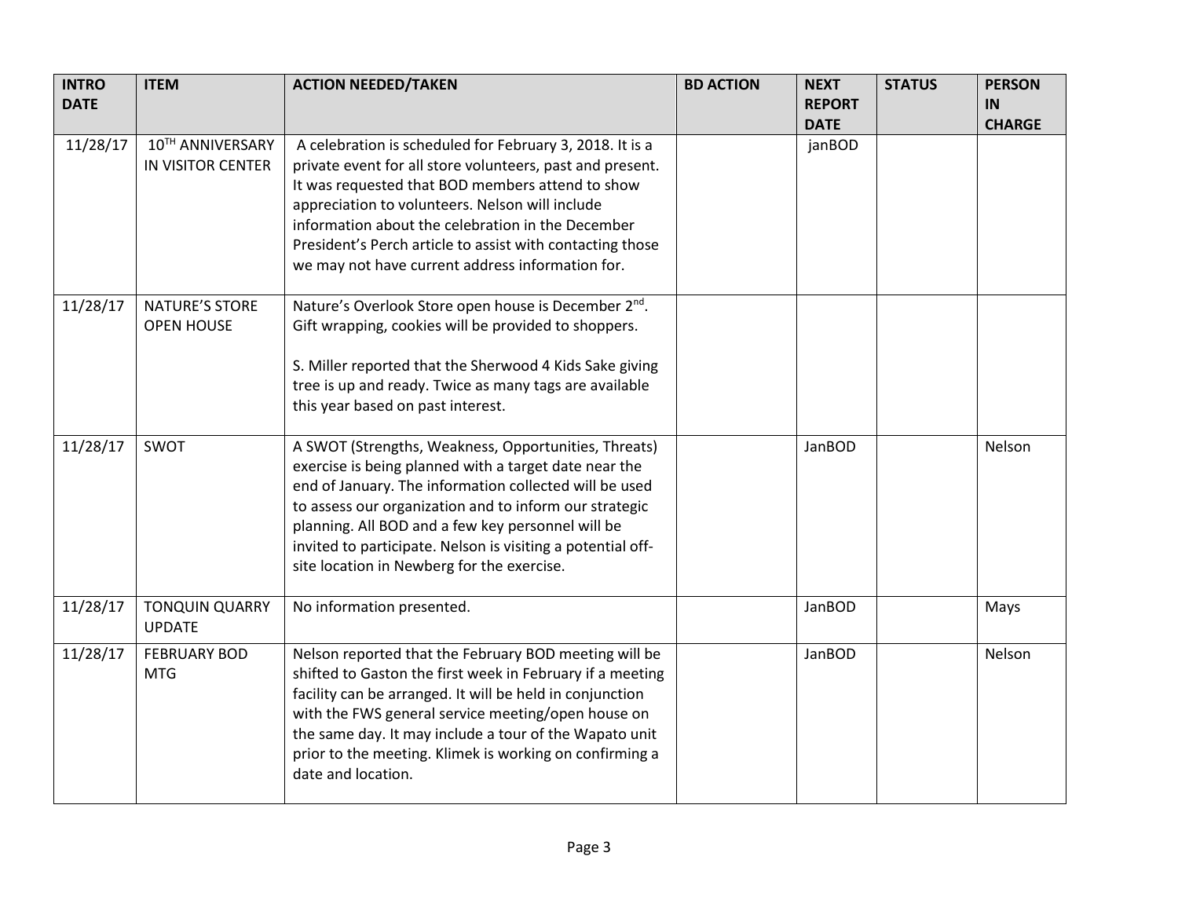| INTRO DATE | ITEM | ACTION NEEDED/TAKEN | BD ACTION | NEXT REPORT DATE | STATUS | PERSON IN CHARGE |
|---|---|---|---|---|---|---|
| 11/28/17 | 10TH ANNIVERSARY IN VISITOR CENTER | A celebration is scheduled for February 3, 2018. It is a private event for all store volunteers, past and present. It was requested that BOD members attend to show appreciation to volunteers. Nelson will include information about the celebration in the December President's Perch article to assist with contacting those we may not have current address information for. | | janBOD | | |
| 11/28/17 | NATURE'S STORE OPEN HOUSE | Nature's Overlook Store open house is December 2nd. Gift wrapping, cookies will be provided to shoppers.<br><br>S. Miller reported that the Sherwood 4 Kids Sake giving tree is up and ready. Twice as many tags are available this year based on past interest. | | | | |
| 11/28/17 | SWOT | A SWOT (Strengths, Weakness, Opportunities, Threats) exercise is being planned with a target date near the end of January. The information collected will be used to assess our organization and to inform our strategic planning. All BOD and a few key personnel will be invited to participate. Nelson is visiting a potential off-site location in Newberg for the exercise. | | JanBOD | | Nelson |
| 11/28/17 | TONQUIN QUARRY UPDATE | No information presented. | | JanBOD | | Mays |
| 11/28/17 | FEBRUARY BOD MTG | Nelson reported that the February BOD meeting will be shifted to Gaston the first week in February if a meeting facility can be arranged. It will be held in conjunction with the FWS general service meeting/open house on the same day. It may include a tour of the Wapato unit prior to the meeting. Klimek is working on confirming a date and location. | | JanBOD | | Nelson |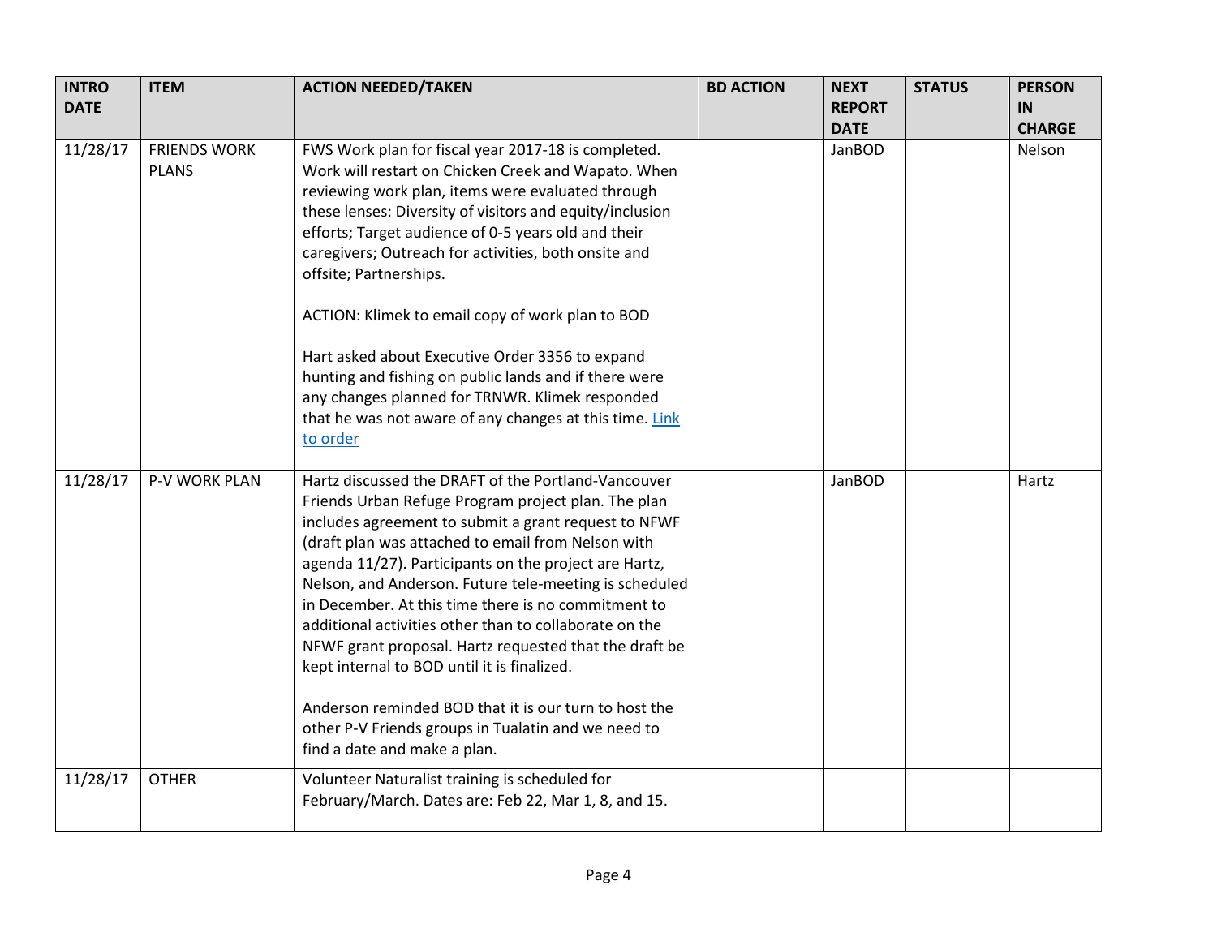| INTRO DATE | ITEM | ACTION NEEDED/TAKEN | BD ACTION | NEXT REPORT DATE | STATUS | PERSON IN CHARGE |
|---|---|---|---|---|---|---|
| 11/28/17 | FRIENDS WORK PLANS | FWS Work plan for fiscal year 2017-18 is completed. Work will restart on Chicken Creek and Wapato. When reviewing work plan, items were evaluated through these lenses: Diversity of visitors and equity/inclusion efforts; Target audience of 0-5 years old and their caregivers; Outreach for activities, both onsite and offsite; Partnerships.<br><br>ACTION: Klimek to email copy of work plan to BOD<br><br>Hart asked about Executive Order 3356 to expand hunting and fishing on public lands and if there were any changes planned for TRNWR. Klimek responded that he was not aware of any changes at this time. Link to order | | JanBOD | | Nelson |
| 11/28/17 | P-V WORK PLAN | Hartz discussed the DRAFT of the Portland-Vancouver Friends Urban Refuge Program project plan. The plan includes agreement to submit a grant request to NFWF (draft plan was attached to email from Nelson with agenda 11/27). Participants on the project are Hartz, Nelson, and Anderson. Future tele-meeting is scheduled in December. At this time there is no commitment to additional activities other than to collaborate on the NFWF grant proposal. Hartz requested that the draft be kept internal to BOD until it is finalized.<br><br>Anderson reminded BOD that it is our turn to host the other P-V Friends groups in Tualatin and we need to find a date and make a plan. | | JanBOD | | Hartz |
| 11/28/17 | OTHER | Volunteer Naturalist training is scheduled for February/March. Dates are: Feb 22, Mar 1, 8, and 15. | | | | |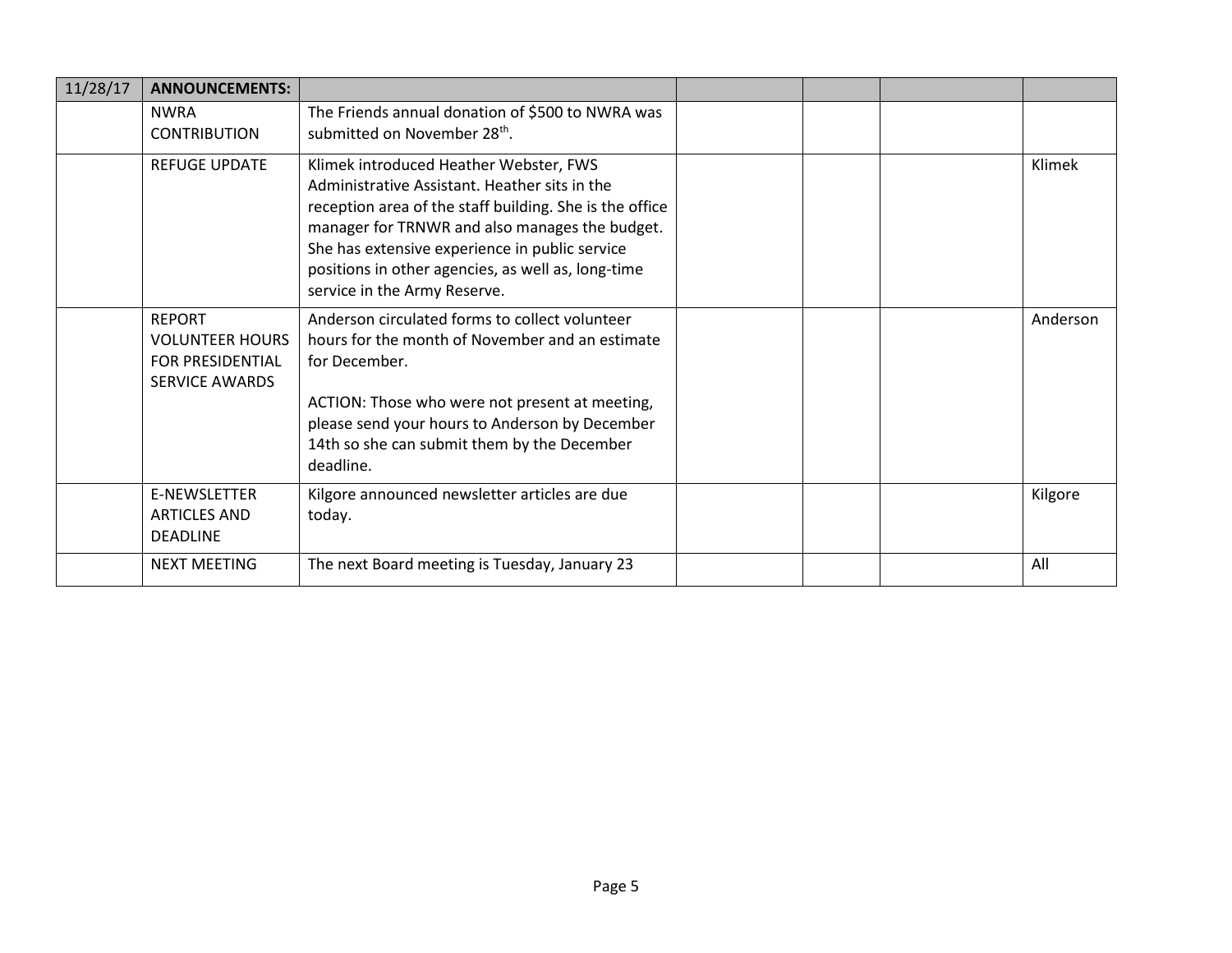| | | | | | | |
|---|---|---|---|---|---|---|
| 11/28/17 | **ANNOUNCEMENTS:** | | | | | |
| | NWRA CONTRIBUTION | The Friends annual donation of $500 to NWRA was submitted on November 28th. | | | | |
| | REFUGE UPDATE | Klimek introduced Heather Webster, FWS Administrative Assistant. Heather sits in the reception area of the staff building. She is the office manager for TRNWR and also manages the budget. She has extensive experience in public service positions in other agencies, as well as, long-time service in the Army Reserve. | | | | Klimek |
| | REPORT VOLUNTEER HOURS FOR PRESIDENTIAL SERVICE AWARDS | Anderson circulated forms to collect volunteer hours for the month of November and an estimate for December.<br><br>ACTION: Those who were not present at meeting, please send your hours to Anderson by December 14th so she can submit them by the December deadline. | | | | Anderson |
| | E-NEWSLETTER ARTICLES AND DEADLINE | Kilgore announced newsletter articles are due today. | | | | Kilgore |
| | NEXT MEETING | The next Board meeting is Tuesday, January 23 | | | | All |